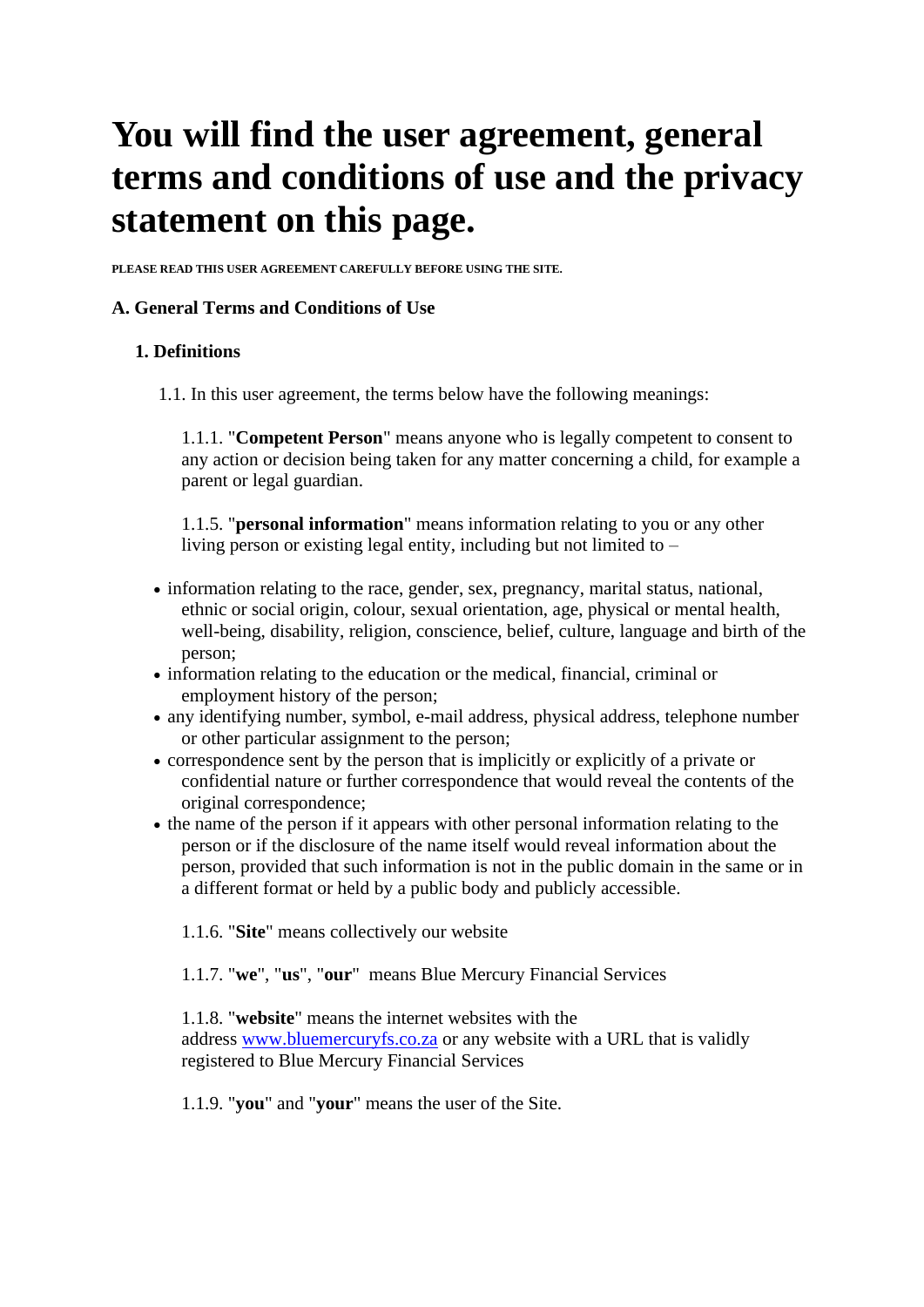# You will find the user agreement, general terms and conditions of use and the privacy statement on this page.

**PLEASE READ THIS USER AGREEMENT CAREFULLY BEFORE USING THE SITE.**

### A. General Terms and Conditions of Use

**1. Definitions**

1.1. In this user agreement, the terms below have the following meanings:

1.1.1. "**Competent Person**" means anyone who is legally competent to consent to any action or decision being taken for any matter concerning a child, for example a parent or legal guardian.

1.1.5. "**personal information**" means information relating to you or any other living person or existing legal entity, including but not limited to –

- information relating to the race, gender, sex, pregnancy, marital status, national, ethnic or social origin, colour, sexual orientation, age, physical or mental health, well-being, disability, religion, conscience, belief, culture, language and birth of the person;
- information relating to the education or the medical, financial, criminal or employment history of the person;
- any identifying number, symbol, e-mail address, physical address, telephone number or other particular assignment to the person;
- correspondence sent by the person that is implicitly or explicitly of a private or confidential nature or further correspondence that would reveal the contents of the original correspondence;
- the name of the person if it appears with other personal information relating to the person or if the disclosure of the name itself would reveal information about the person, provided that such information is not in the public domain in the same or in a different format or held by a public body and publicly accessible.

1.1.6. "**Site**" means collectively our website

1.1.7. "**we**", "**us**", "**our**" means Blue Mercury Financial Services

1.1.8. "**website**" means the internet websites with the address [www.bluemercuryfs.co.za](http://www.bluemercuryfs.co.za) or any website with a URL that is validly registered to Blue Mercury Financial Services

1.1.9. "**you**" and "**your**" means the user of the Site.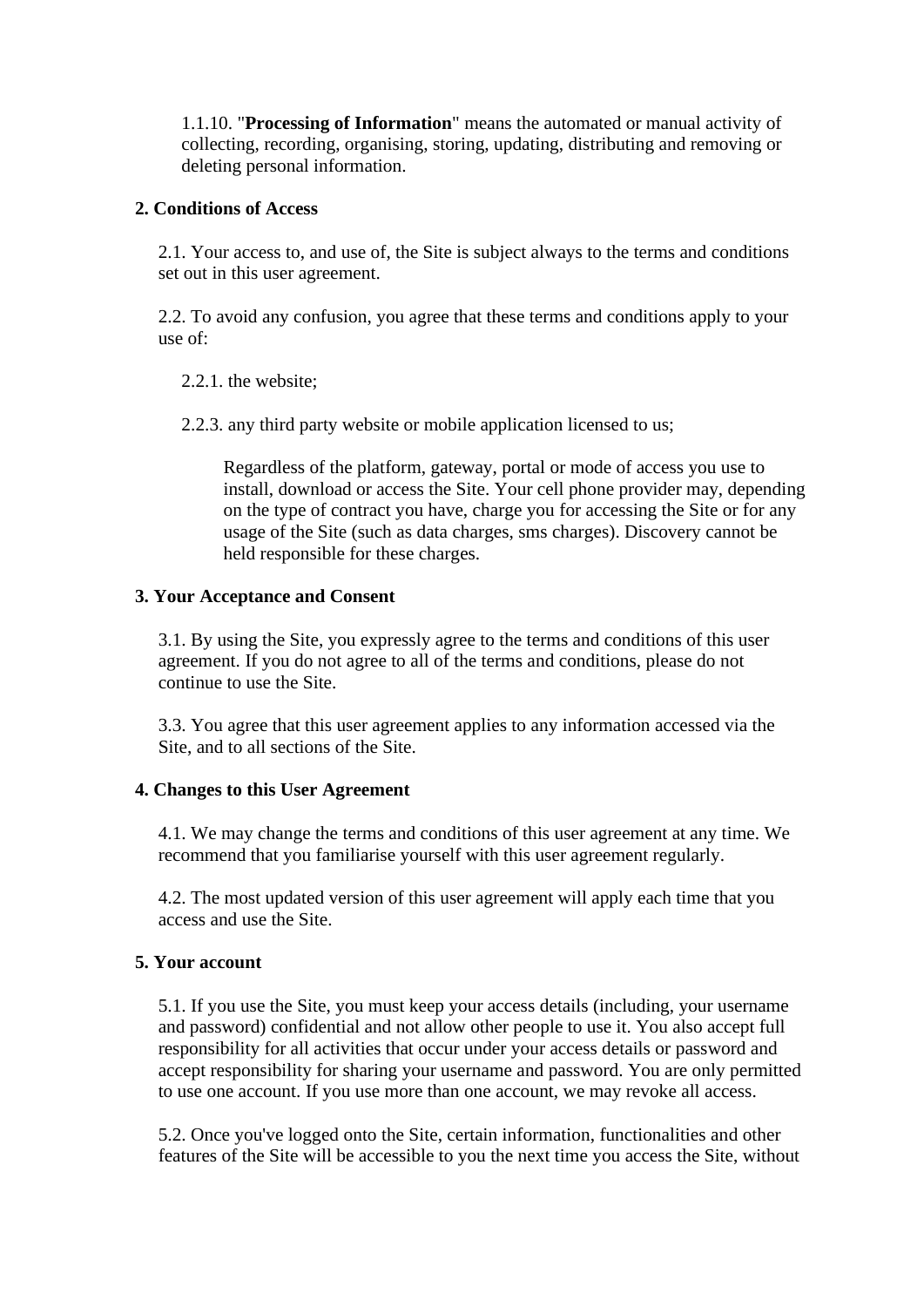1.1.10. "**Processing of Information**" means the automated or manual activity of collecting, recording, organising, storing, updating, distributing and removing or deleting personal information.

**2. Conditions of Access**

2.1. Your access to, and use of, the Site is subject always to the terms and conditions set out in this user agreement.

2.2. To avoid any confusion, you agree that these terms and conditions apply to your use of:

2.2.1. the website;

2.2.3. any third party website or mobile application licensed to us;

Regardless of the platform, gateway, portal or mode of access you use to install, download or access the Site. Your cell phone provider may, depending on the type of contract you have, charge you for accessing the Site or for any usage of the Site (such as data charges, sms charges). Discovery cannot be held responsible for these charges.

**3. Your Acceptance and Consent**

3.1. By using the Site, you expressly agree to the terms and conditions of this user agreement. If you do not agree to all of the terms and conditions, please do not continue to use the Site.

3.3. You agree that this user agreement applies to any information accessed via the Site, and to all sections of the Site.

**4. Changes to this User Agreement**

4.1. We may change the terms and conditions of this user agreement at any time. We recommend that you familiarise yourself with this user agreement regularly.

4.2. The most updated version of this user agreement will apply each time that you access and use the Site.

**5. Your account**

5.1. If you use the Site, you must keep your access details (including, your username and password) confidential and not allow other people to use it. You also accept full responsibility for all activities that occur under your access details or password and accept responsibility for sharing your username and password. You are only permitted to use one account. If you use more than one account, we may revoke all access.

5.2. Once you've logged onto the Site, certain information, functionalities and other features of the Site will be accessible to you the next time you access the Site, without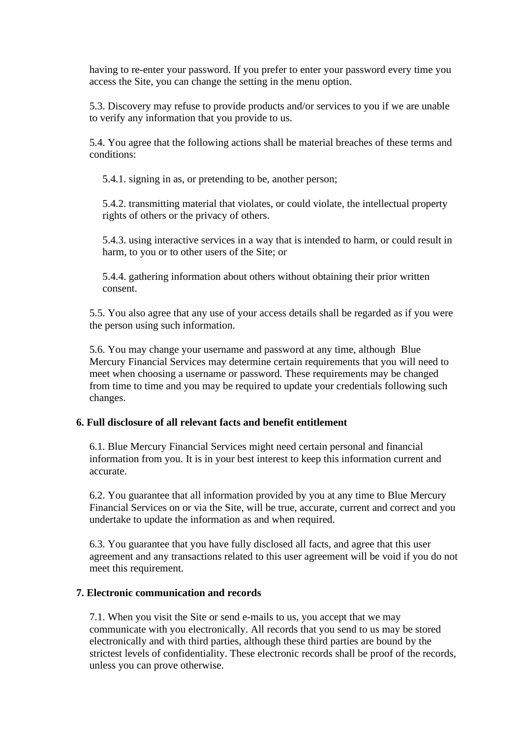having to re-enter your password. If you prefer to enter your password every time you access the Site, you can change the setting in the menu option.

5.3. Discovery may refuse to provide products and/or services to you if we are unable to verify any information that you provide to us.

5.4. You agree that the following actions shall be material breaches of these terms and conditions:

5.4.1. signing in as, or pretending to be, another person;

5.4.2. transmitting material that violates, or could violate, the intellectual property rights of others or the privacy of others.

5.4.3. using interactive services in a way that is intended to harm, or could result in harm, to you or to other users of the Site; or

5.4.4. gathering information about others without obtaining their prior written consent.

5.5. You also agree that any use of your access details shall be regarded as if you were the person using such information.

5.6. You may change your username and password at any time, although Blue Mercury Financial Services may determine certain requirements that you will need to meet when choosing a username or password. These requirements may be changed from time to time and you may be required to update your credentials following such changes.

**6. Full disclosure of all relevant facts and benefit entitlement**

6.1. Blue Mercury Financial Services might need certain personal and financial information from you. It is in your best interest to keep this information current and accurate.

6.2. You guarantee that all information provided by you at any time to Blue Mercury Financial Services on or via the Site, will be true, accurate, current and correct and you undertake to update the information as and when required.

6.3. You guarantee that you have fully disclosed all facts, and agree that this user agreement and any transactions related to this user agreement will be void if you do not meet this requirement.

**7. Electronic communication and records**

7.1. When you visit the Site or send e-mails to us, you accept that we may communicate with you electronically. All records that you send to us may be stored electronically and with third parties, although these third parties are bound by the strictest levels of confidentiality. These electronic records shall be proof of the records, unless you can prove otherwise.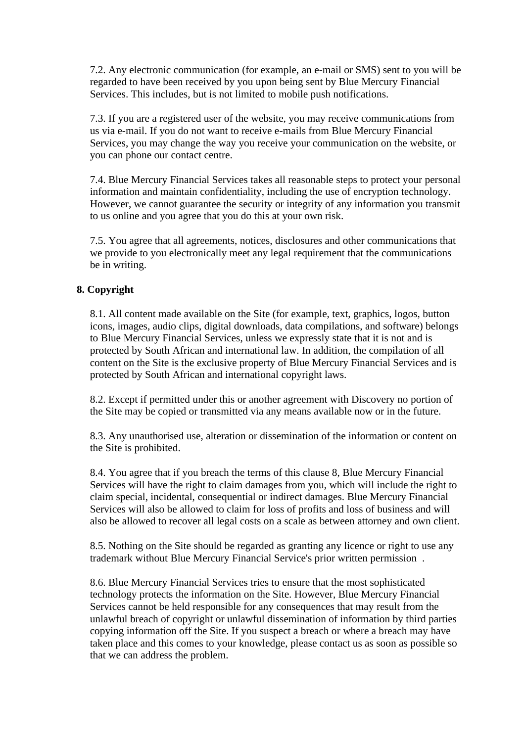7.2. Any electronic communication (for example, an e-mail or SMS) sent to you will be regarded to have been received by you upon being sent by Blue Mercury Financial Services. This includes, but is not limited to mobile push notifications.

7.3. If you are a registered user of the website, you may receive communications from us via e-mail. If you do not want to receive e-mails from Blue Mercury Financial Services, you may change the way you receive your communication on the website, or you can phone our contact centre.

7.4. Blue Mercury Financial Services takes all reasonable steps to protect your personal information and maintain confidentiality, including the use of encryption technology. However, we cannot guarantee the security or integrity of any information you transmit to us online and you agree that you do this at your own risk.

7.5. You agree that all agreements, notices, disclosures and other communications that we provide to you electronically meet any legal requirement that the communications be in writing.

**8. Copyright**

8.1. All content made available on the Site (for example, text, graphics, logos, button icons, images, audio clips, digital downloads, data compilations, and software) belongs to Blue Mercury Financial Services, unless we expressly state that it is not and is protected by South African and international law. In addition, the compilation of all content on the Site is the exclusive property of Blue Mercury Financial Services and is protected by South African and international copyright laws.

8.2. Except if permitted under this or another agreement with Discovery no portion of the Site may be copied or transmitted via any means available now or in the future.

8.3. Any unauthorised use, alteration or dissemination of the information or content on the Site is prohibited.

8.4. You agree that if you breach the terms of this clause 8, Blue Mercury Financial Services will have the right to claim damages from you, which will include the right to claim special, incidental, consequential or indirect damages. Blue Mercury Financial Services will also be allowed to claim for loss of profits and loss of business and will also be allowed to recover all legal costs on a scale as between attorney and own client.

8.5. Nothing on the Site should be regarded as granting any licence or right to use any trademark without Blue Mercury Financial Service's prior written permission .

8.6. Blue Mercury Financial Services tries to ensure that the most sophisticated technology protects the information on the Site. However, Blue Mercury Financial Services cannot be held responsible for any consequences that may result from the unlawful breach of copyright or unlawful dissemination of information by third parties copying information off the Site. If you suspect a breach or where a breach may have taken place and this comes to your knowledge, please contact us as soon as possible so that we can address the problem.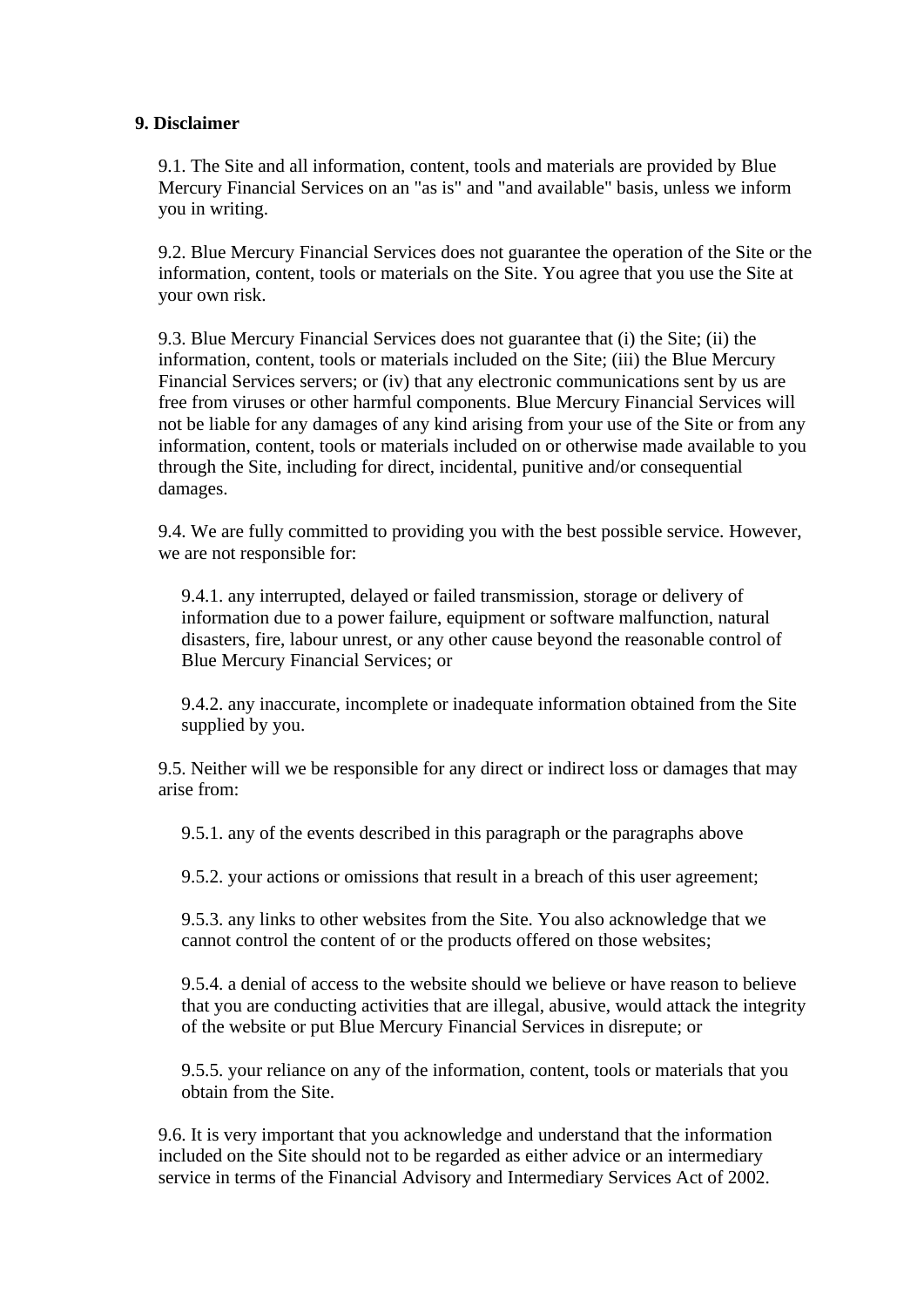**9. Disclaimer**

9.1. The Site and all information, content, tools and materials are provided by Blue Mercury Financial Services on an "as is" and "and available" basis, unless we inform you in writing.

9.2. Blue Mercury Financial Services does not guarantee the operation of the Site or the information, content, tools or materials on the Site. You agree that you use the Site at your own risk.

9.3. Blue Mercury Financial Services does not guarantee that (i) the Site; (ii) the information, content, tools or materials included on the Site; (iii) the Blue Mercury Financial Services servers; or (iv) that any electronic communications sent by us are free from viruses or other harmful components. Blue Mercury Financial Services will not be liable for any damages of any kind arising from your use of the Site or from any information, content, tools or materials included on or otherwise made available to you through the Site, including for direct, incidental, punitive and/or consequential damages.

9.4. We are fully committed to providing you with the best possible service. However, we are not responsible for:

9.4.1. any interrupted, delayed or failed transmission, storage or delivery of information due to a power failure, equipment or software malfunction, natural disasters, fire, labour unrest, or any other cause beyond the reasonable control of Blue Mercury Financial Services; or

9.4.2. any inaccurate, incomplete or inadequate information obtained from the Site supplied by you.

9.5. Neither will we be responsible for any direct or indirect loss or damages that may arise from:

9.5.1. any of the events described in this paragraph or the paragraphs above

9.5.2. your actions or omissions that result in a breach of this user agreement;

9.5.3. any links to other websites from the Site. You also acknowledge that we cannot control the content of or the products offered on those websites;

9.5.4. a denial of access to the website should we believe or have reason to believe that you are conducting activities that are illegal, abusive, would attack the integrity of the website or put Blue Mercury Financial Services in disrepute; or

9.5.5. your reliance on any of the information, content, tools or materials that you obtain from the Site.

9.6. It is very important that you acknowledge and understand that the information included on the Site should not to be regarded as either advice or an intermediary service in terms of the Financial Advisory and Intermediary Services Act of 2002.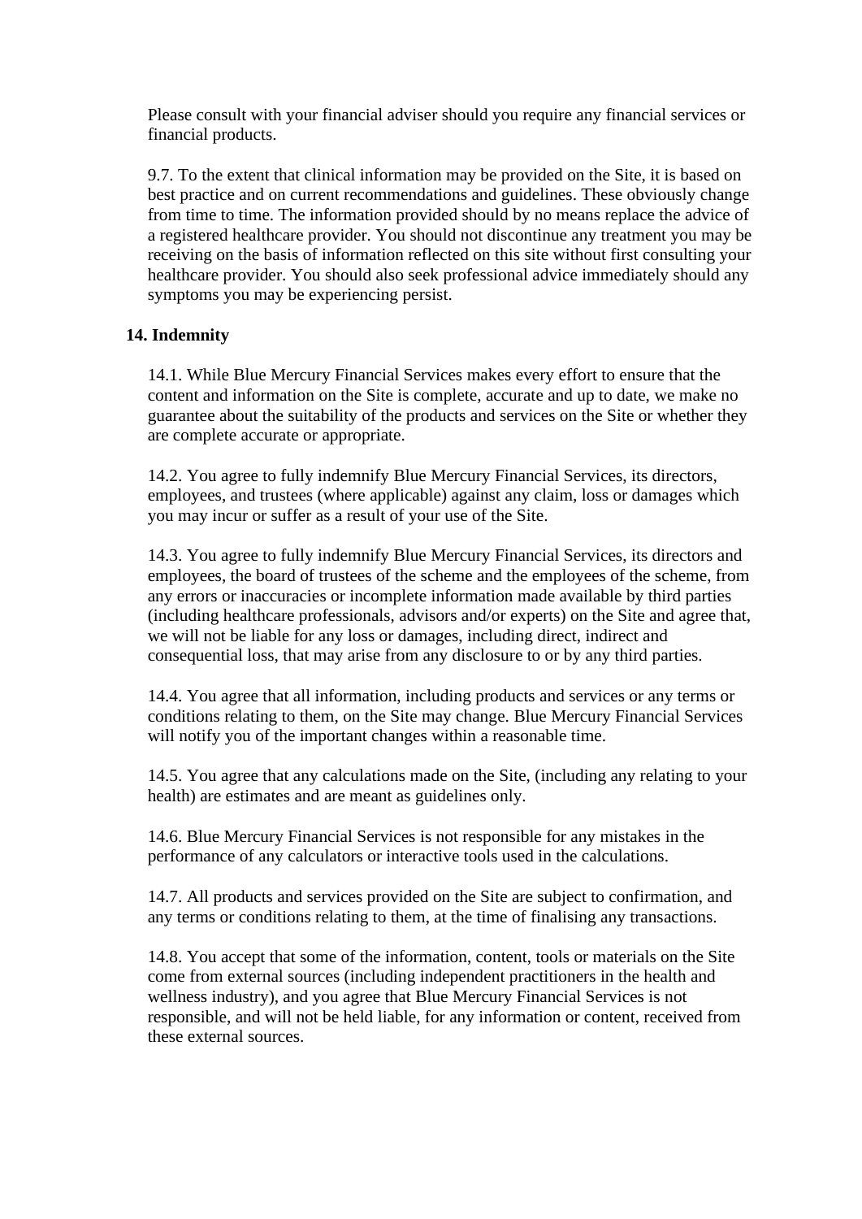Please consult with your financial adviser should you require any financial services or financial products.

9.7. To the extent that clinical information may be provided on the Site, it is based on best practice and on current recommendations and guidelines. These obviously change from time to time. The information provided should by no means replace the advice of a registered healthcare provider. You should not discontinue any treatment you may be receiving on the basis of information reflected on this site without first consulting your healthcare provider. You should also seek professional advice immediately should any symptoms you may be experiencing persist.

**14. Indemnity**

14.1. While Blue Mercury Financial Services makes every effort to ensure that the content and information on the Site is complete, accurate and up to date, we make no guarantee about the suitability of the products and services on the Site or whether they are complete accurate or appropriate.

14.2. You agree to fully indemnify Blue Mercury Financial Services, its directors, employees, and trustees (where applicable) against any claim, loss or damages which you may incur or suffer as a result of your use of the Site.

14.3. You agree to fully indemnify Blue Mercury Financial Services, its directors and employees, the board of trustees of the scheme and the employees of the scheme, from any errors or inaccuracies or incomplete information made available by third parties (including healthcare professionals, advisors and/or experts) on the Site and agree that, we will not be liable for any loss or damages, including direct, indirect and consequential loss, that may arise from any disclosure to or by any third parties.

14.4. You agree that all information, including products and services or any terms or conditions relating to them, on the Site may change. Blue Mercury Financial Services will notify you of the important changes within a reasonable time.

14.5. You agree that any calculations made on the Site, (including any relating to your health) are estimates and are meant as guidelines only.

14.6. Blue Mercury Financial Services is not responsible for any mistakes in the performance of any calculators or interactive tools used in the calculations.

14.7. All products and services provided on the Site are subject to confirmation, and any terms or conditions relating to them, at the time of finalising any transactions.

14.8. You accept that some of the information, content, tools or materials on the Site come from external sources (including independent practitioners in the health and wellness industry), and you agree that Blue Mercury Financial Services is not responsible, and will not be held liable, for any information or content, received from these external sources.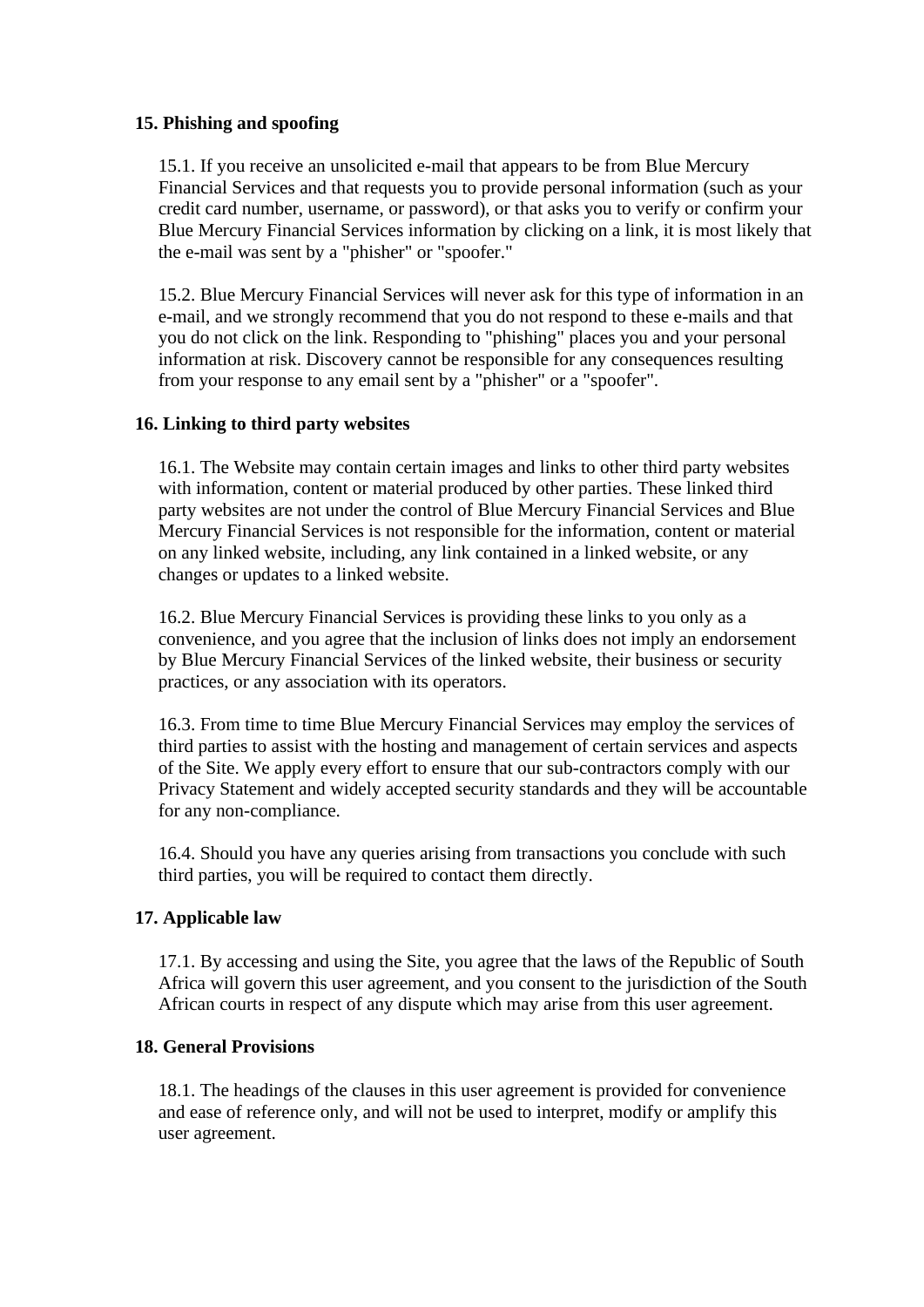**15. Phishing and spoofing**

15.1. If you receive an unsolicited e-mail that appears to be from Blue Mercury Financial Services and that requests you to provide personal information (such as your credit card number, username, or password), or that asks you to verify or confirm your Blue Mercury Financial Services information by clicking on a link, it is most likely that the e-mail was sent by a "phisher" or "spoofer."

15.2. Blue Mercury Financial Services will never ask for this type of information in an e-mail, and we strongly recommend that you do not respond to these e-mails and that you do not click on the link. Responding to "phishing" places you and your personal information at risk. Discovery cannot be responsible for any consequences resulting from your response to any email sent by a "phisher" or a "spoofer".

**16. Linking to third party websites**

16.1. The Website may contain certain images and links to other third party websites with information, content or material produced by other parties. These linked third party websites are not under the control of Blue Mercury Financial Services and Blue Mercury Financial Services is not responsible for the information, content or material on any linked website, including, any link contained in a linked website, or any changes or updates to a linked website.

16.2. Blue Mercury Financial Services is providing these links to you only as a convenience, and you agree that the inclusion of links does not imply an endorsement by Blue Mercury Financial Services of the linked website, their business or security practices, or any association with its operators.

16.3. From time to time Blue Mercury Financial Services may employ the services of third parties to assist with the hosting and management of certain services and aspects of the Site. We apply every effort to ensure that our sub-contractors comply with our Privacy Statement and widely accepted security standards and they will be accountable for any non-compliance.

16.4. Should you have any queries arising from transactions you conclude with such third parties, you will be required to contact them directly.

**17. Applicable law**

17.1. By accessing and using the Site, you agree that the laws of the Republic of South Africa will govern this user agreement, and you consent to the jurisdiction of the South African courts in respect of any dispute which may arise from this user agreement.

**18. General Provisions**

18.1. The headings of the clauses in this user agreement is provided for convenience and ease of reference only, and will not be used to interpret, modify or amplify this user agreement.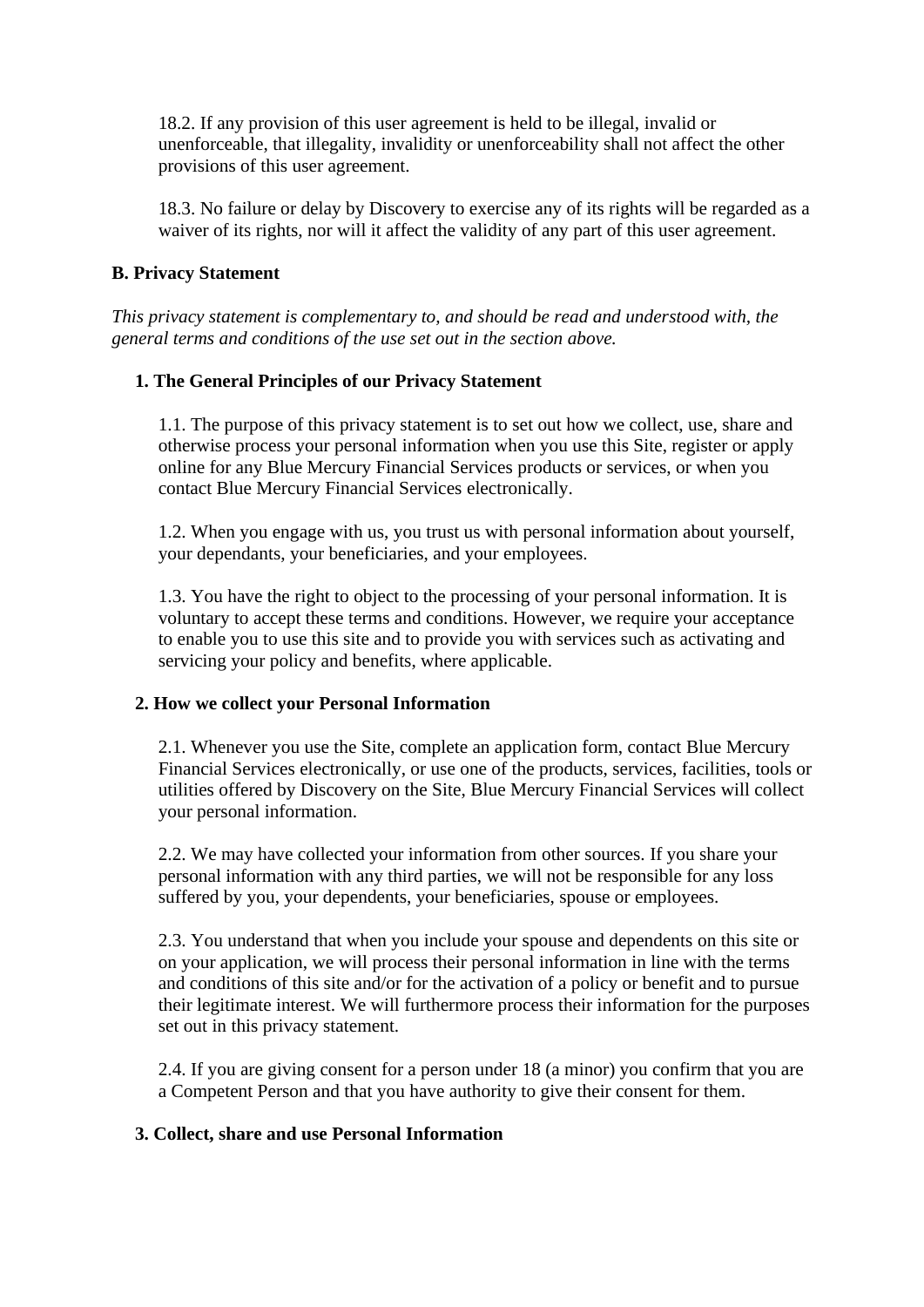18.2. If any provision of this user agreement is held to be illegal, invalid or unenforceable, that illegality, invalidity or unenforceability shall not affect the other provisions of this user agreement.

18.3. No failure or delay by Discovery to exercise any of its rights will be regarded as a waiver of its rights, nor will it affect the validity of any part of this user agreement.

**B. Privacy Statement**

*This privacy statement is complementary to, and should be read and understood with, the general terms and conditions of the use set out in the section above.*

**1. The General Principles of our Privacy Statement**

1.1. The purpose of this privacy statement is to set out how we collect, use, share and otherwise process your personal information when you use this Site, register or apply online for any Blue Mercury Financial Services products or services, or when you contact Blue Mercury Financial Services electronically.

1.2. When you engage with us, you trust us with personal information about yourself, your dependants, your beneficiaries, and your employees.

1.3. You have the right to object to the processing of your personal information. It is voluntary to accept these terms and conditions. However, we require your acceptance to enable you to use this site and to provide you with services such as activating and servicing your policy and benefits, where applicable.

**2. How we collect your Personal Information**

2.1. Whenever you use the Site, complete an application form, contact Blue Mercury Financial Services electronically, or use one of the products, services, facilities, tools or utilities offered by Discovery on the Site, Blue Mercury Financial Services will collect your personal information.

2.2. We may have collected your information from other sources. If you share your personal information with any third parties, we will not be responsible for any loss suffered by you, your dependents, your beneficiaries, spouse or employees.

2.3. You understand that when you include your spouse and dependents on this site or on your application, we will process their personal information in line with the terms and conditions of this site and/or for the activation of a policy or benefit and to pursue their legitimate interest. We will furthermore process their information for the purposes set out in this privacy statement.

2.4. If you are giving consent for a person under 18 (a minor) you confirm that you are a Competent Person and that you have authority to give their consent for them.

**3. Collect, share and use Personal Information**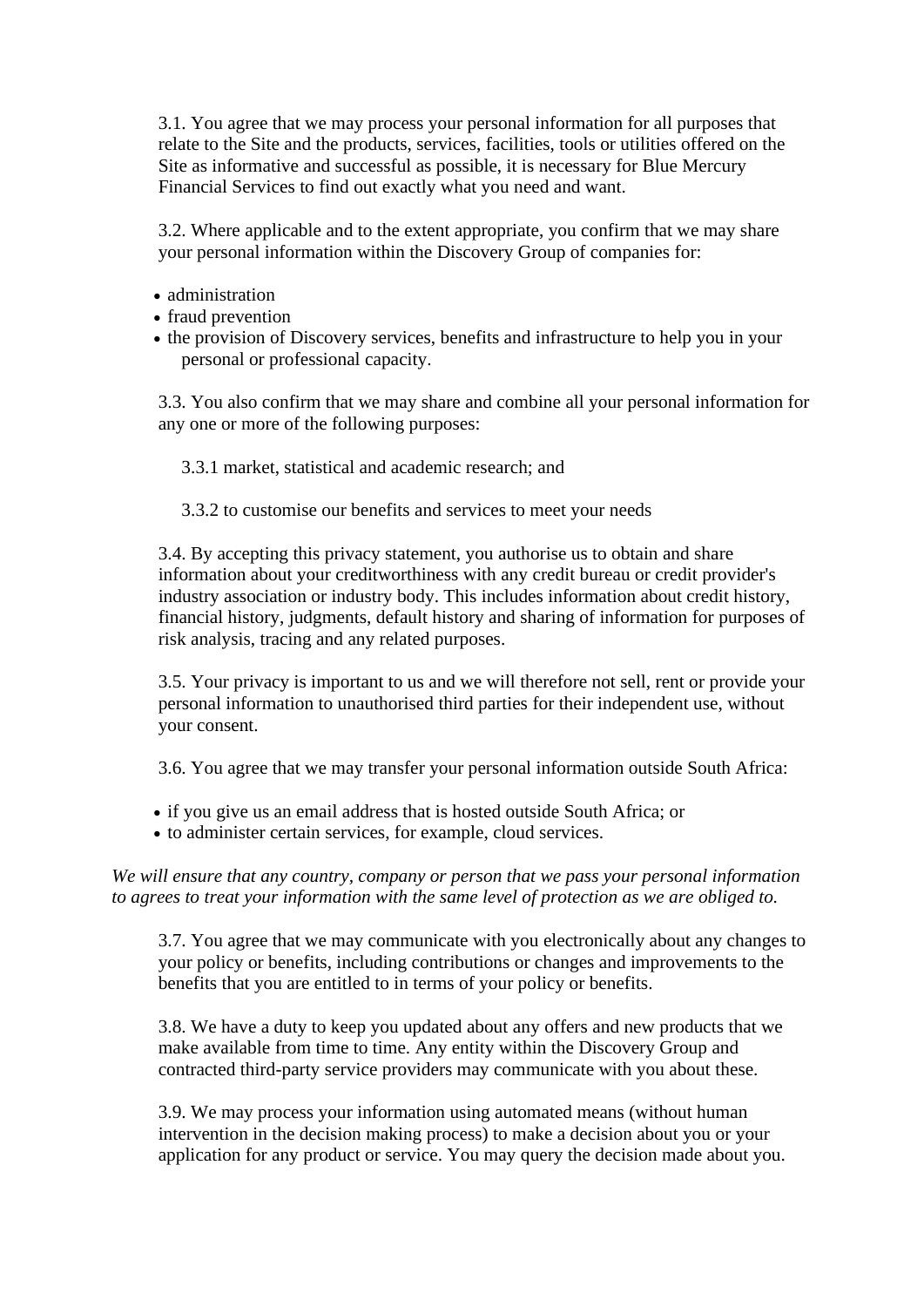3.1. You agree that we may process your personal information for all purposes that relate to the Site and the products, services, facilities, tools or utilities offered on the Site as informative and successful as possible, it is necessary for Blue Mercury Financial Services to find out exactly what you need and want.

3.2. Where applicable and to the extent appropriate, you confirm that we may share your personal information within the Discovery Group of companies for:

- administration
- fraud prevention
- the provision of Discovery services, benefits and infrastructure to help you in your personal or professional capacity.

3.3. You also confirm that we may share and combine all your personal information for any one or more of the following purposes:

3.3.1 market, statistical and academic research; and

3.3.2 to customise our benefits and services to meet your needs

3.4. By accepting this privacy statement, you authorise us to obtain and share information about your creditworthiness with any credit bureau or credit provider's industry association or industry body. This includes information about credit history, financial history, judgments, default history and sharing of information for purposes of risk analysis, tracing and any related purposes.

3.5. Your privacy is important to us and we will therefore not sell, rent or provide your personal information to unauthorised third parties for their independent use, without your consent.

3.6. You agree that we may transfer your personal information outside South Africa:

- if you give us an email address that is hosted outside South Africa; or
- to administer certain services, for example, cloud services.

*We will ensure that any country, company or person that we pass your personal information to agrees to treat your information with the same level of protection as we are obliged to.*

3.7. You agree that we may communicate with you electronically about any changes to your policy or benefits, including contributions or changes and improvements to the benefits that you are entitled to in terms of your policy or benefits.

3.8. We have a duty to keep you updated about any offers and new products that we make available from time to time. Any entity within the Discovery Group and contracted third-party service providers may communicate with you about these.

3.9. We may process your information using automated means (without human intervention in the decision making process) to make a decision about you or your application for any product or service. You may query the decision made about you.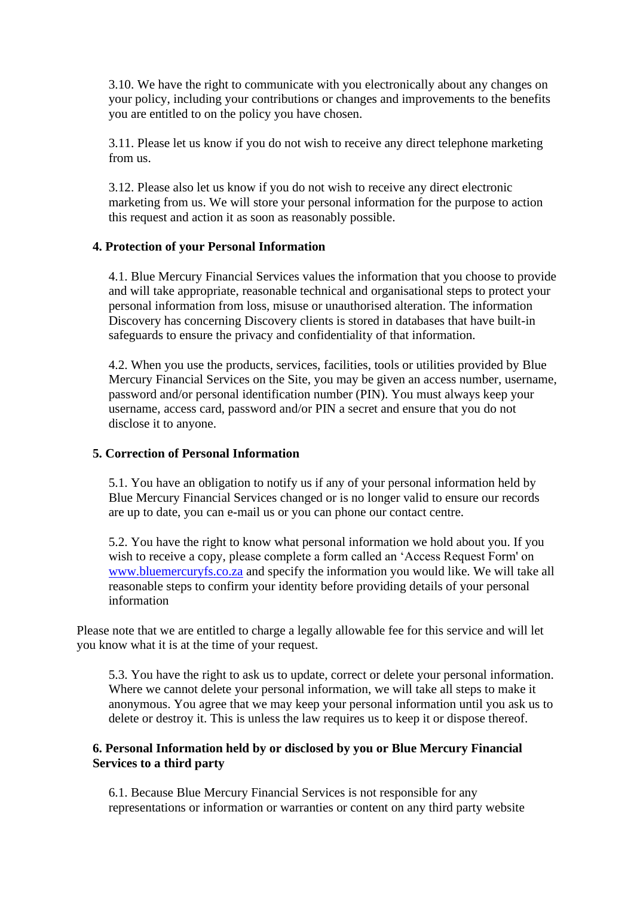3.10. We have the right to communicate with you electronically about any changes on your policy, including your contributions or changes and improvements to the benefits you are entitled to on the policy you have chosen.

3.11. Please let us know if you do not wish to receive any direct telephone marketing from us.

3.12. Please also let us know if you do not wish to receive any direct electronic marketing from us. We will store your personal information for the purpose to action this request and action it as soon as reasonably possible.

**4. Protection of your Personal Information**

4.1. Blue Mercury Financial Services values the information that you choose to provide and will take appropriate, reasonable technical and organisational steps to protect your personal information from loss, misuse or unauthorised alteration. The information Discovery has concerning Discovery clients is stored in databases that have built-in safeguards to ensure the privacy and confidentiality of that information.

4.2. When you use the products, services, facilities, tools or utilities provided by Blue Mercury Financial Services on the Site, you may be given an access number, username, password and/or personal identification number (PIN). You must always keep your username, access card, password and/or PIN a secret and ensure that you do not disclose it to anyone.

**5. Correction of Personal Information**

5.1. You have an obligation to notify us if any of your personal information held by Blue Mercury Financial Services changed or is no longer valid to ensure our records are up to date, you can e-mail us or you can phone our contact centre.

5.2. You have the right to know what personal information we hold about you. If you wish to receive a copy, please complete a form called an 'Access Request Form' on [www.bluemercuryfs.co.za](http://www.bluemercuryfs.co.za) and specify the information you would like. We will take all reasonable steps to confirm your identity before providing details of your personal information

Please note that we are entitled to charge a legally allowable fee for this service and will let you know what it is at the time of your request.

5.3. You have the right to ask us to update, correct or delete your personal information. Where we cannot delete your personal information, we will take all steps to make it anonymous. You agree that we may keep your personal information until you ask us to delete or destroy it. This is unless the law requires us to keep it or dispose thereof.

**6. Personal Information held by or disclosed by you or Blue Mercury Financial Services to a third party**

6.1. Because Blue Mercury Financial Services is not responsible for any representations or information or warranties or content on any third party website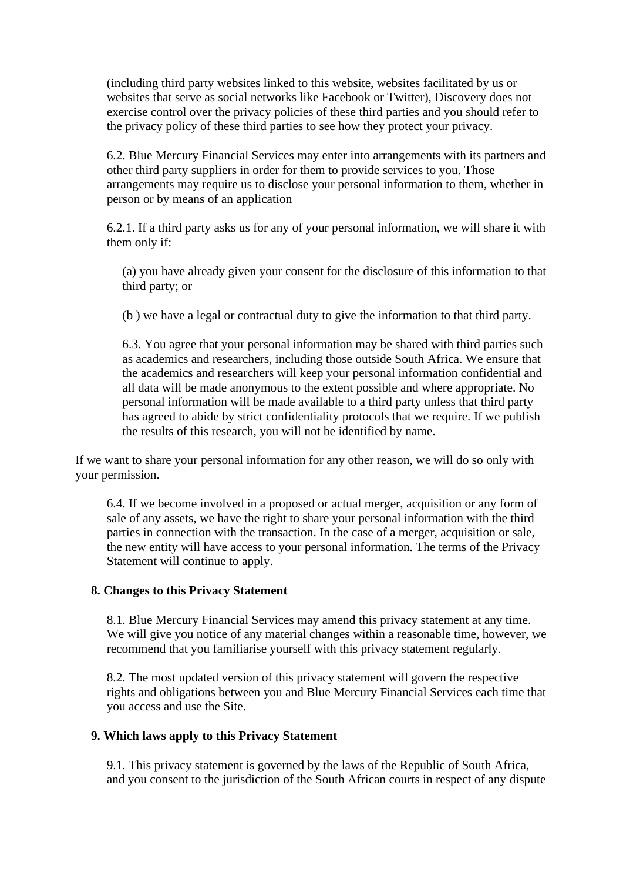(including third party websites linked to this website, websites facilitated by us or websites that serve as social networks like Facebook or Twitter), Discovery does not exercise control over the privacy policies of these third parties and you should refer to the privacy policy of these third parties to see how they protect your privacy.

6.2. Blue Mercury Financial Services may enter into arrangements with its partners and other third party suppliers in order for them to provide services to you. Those arrangements may require us to disclose your personal information to them, whether in person or by means of an application

6.2.1. If a third party asks us for any of your personal information, we will share it with them only if:

(a) you have already given your consent for the disclosure of this information to that third party; or

(b ) we have a legal or contractual duty to give the information to that third party.

6.3. You agree that your personal information may be shared with third parties such as academics and researchers, including those outside South Africa. We ensure that the academics and researchers will keep your personal information confidential and all data will be made anonymous to the extent possible and where appropriate. No personal information will be made available to a third party unless that third party has agreed to abide by strict confidentiality protocols that we require. If we publish the results of this research, you will not be identified by name.

If we want to share your personal information for any other reason, we will do so only with your permission.

6.4. If we become involved in a proposed or actual merger, acquisition or any form of sale of any assets, we have the right to share your personal information with the third parties in connection with the transaction. In the case of a merger, acquisition or sale, the new entity will have access to your personal information. The terms of the Privacy Statement will continue to apply.

**8. Changes to this Privacy Statement**

8.1. Blue Mercury Financial Services may amend this privacy statement at any time. We will give you notice of any material changes within a reasonable time, however, we recommend that you familiarise yourself with this privacy statement regularly.

8.2. The most updated version of this privacy statement will govern the respective rights and obligations between you and Blue Mercury Financial Services each time that you access and use the Site.

**9. Which laws apply to this Privacy Statement**

9.1. This privacy statement is governed by the laws of the Republic of South Africa, and you consent to the jurisdiction of the South African courts in respect of any dispute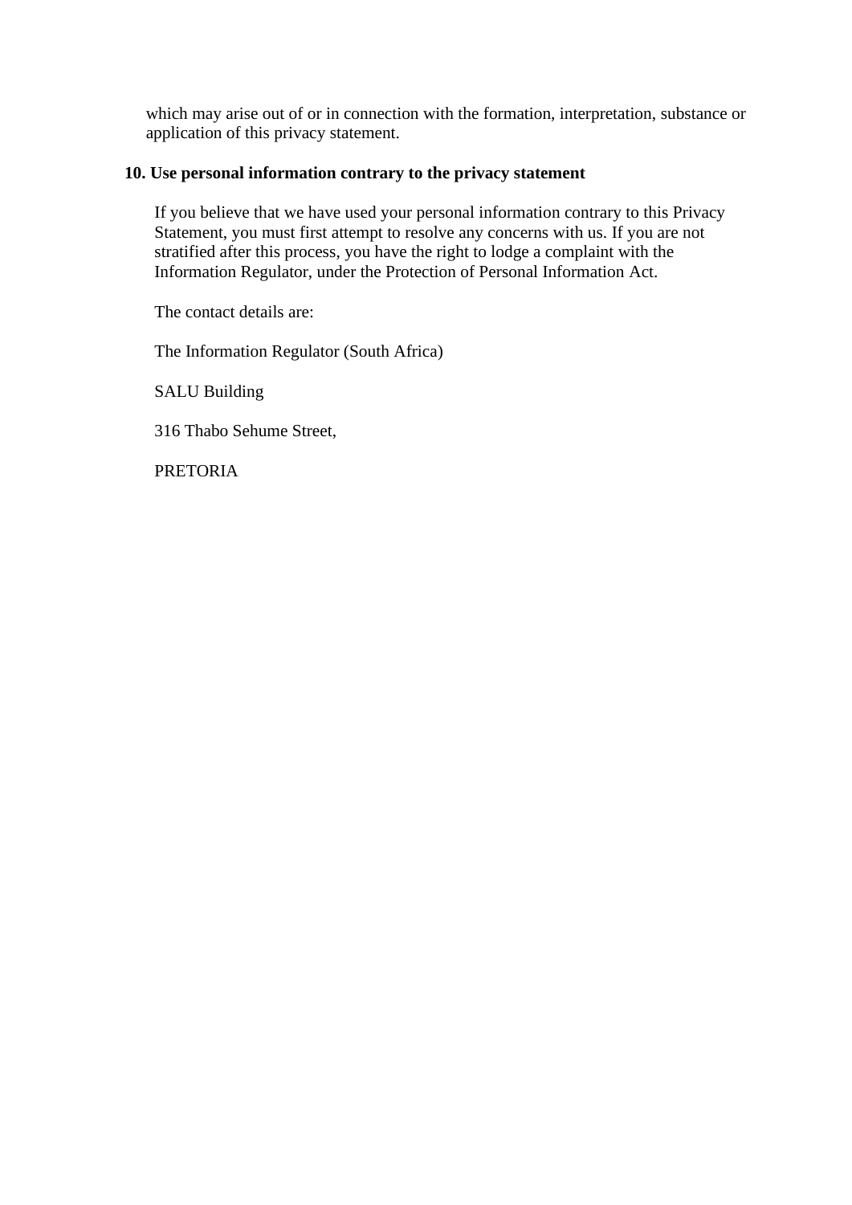which may arise out of or in connection with the formation, interpretation, substance or application of this privacy statement.

**10. Use personal information contrary to the privacy statement**

If you believe that we have used your personal information contrary to this Privacy Statement, you must first attempt to resolve any concerns with us. If you are not stratified after this process, you have the right to lodge a complaint with the Information Regulator, under the Protection of Personal Information Act.

The contact details are:

The Information Regulator (South Africa)

SALU Building

316 Thabo Sehume Street,

PRETORIA